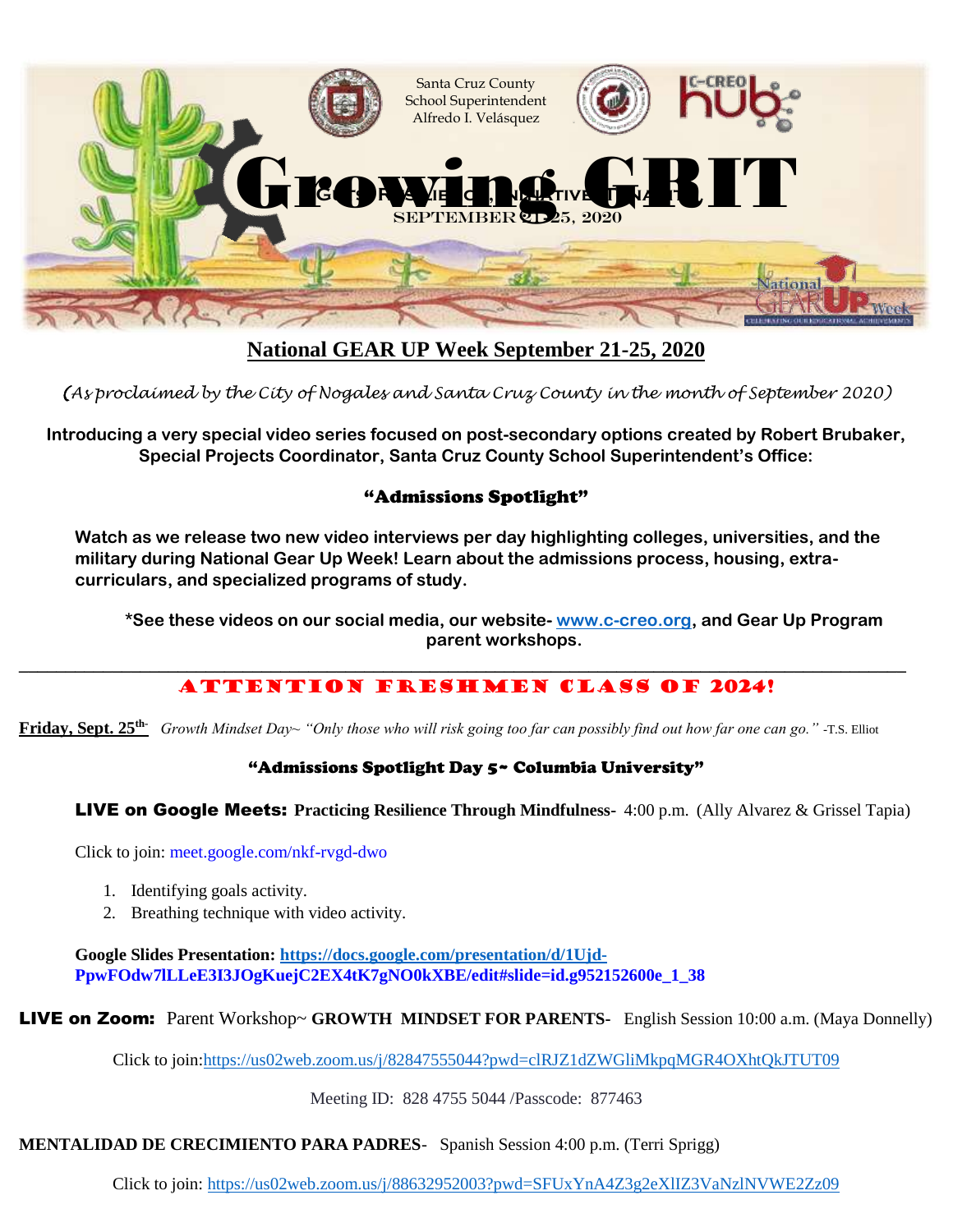Santa Cruz County
School Superintendent
Alfredo I. Velásquez

C-CREO hub

# Growing GRIT

SEPTEMBER 21-25, 2020

National GEAR UP Week

## National GEAR UP Week September 21-25, 2020

*(As proclaimed by the City of Nogales and Santa Cruz County in the month of September 2020)*

**Introducing a very special video series focused on post-secondary options created by Robert Brubaker, Special Projects Coordinator, Santa Cruz County School Superintendent's Office:**

**"Admissions Spotlight"**

**Watch as we release two new video interviews per day highlighting colleges, universities, and the military during National Gear Up Week! Learn about the admissions process, housing, extra-curriculars, and specialized programs of study.**

**\*See these videos on our social media, our website- [www.c-creo.org](http://www.c-creo.org), and Gear Up Program parent workshops.**

---

## ATTENTION FRESHMEN CLASS OF 2024!

**Friday, Sept. 25th-** *Growth Mindset Day~ "Only those who will risk going too far can possibly find out how far one can go."* -T.S. Elliot

**"Admissions Spotlight Day 5~ Columbia University"**

**LIVE on Google Meets: Practicing Resilience Through Mindfulness-** 4:00 p.m. (Ally Alvarez & Grissel Tapia)

Click to join: meet.google.com/nkf-rvgd-dwo

1. Identifying goals activity.
2. Breathing technique with video activity.

**Google Slides Presentation: [https://docs.google.com/presentation/d/1Ujd-PpwFOdw7lLLeE3I3JOgKuejC2EX4tK7gNO0kXBE/edit#slide=id.g952152600e_1_38](https://docs.google.com/presentation/d/1Ujd-PpwFOdw7lLLeE3I3JOgKuejC2EX4tK7gNO0kXBE/edit#slide=id.g952152600e_1_38)**

**LIVE on Zoom:** Parent Workshop~ **GROWTH MINDSET FOR PARENTS-** English Session 10:00 a.m. (Maya Donnelly)

Click to join:[https://us02web.zoom.us/j/82847555044?pwd=clRJZ1dZWGliMkpqMGR4OXhtQkJTUT09](https://us02web.zoom.us/j/82847555044?pwd=clRJZ1dZWGliMkpqMGR4OXhtQkJTUT09)

Meeting ID: 828 4755 5044 /Passcode: 877463

**MENTALIDAD DE CRECIMIENTO PARA PADRES**- Spanish Session 4:00 p.m. (Terri Sprigg)

Click to join: [https://us02web.zoom.us/j/88632952003?pwd=SFUxYnA4Z3g2eXlIZ3VaNzlNVWE2Zz09](https://us02web.zoom.us/j/88632952003?pwd=SFUxYnA4Z3g2eXlIZ3VaNzlNVWE2Zz09)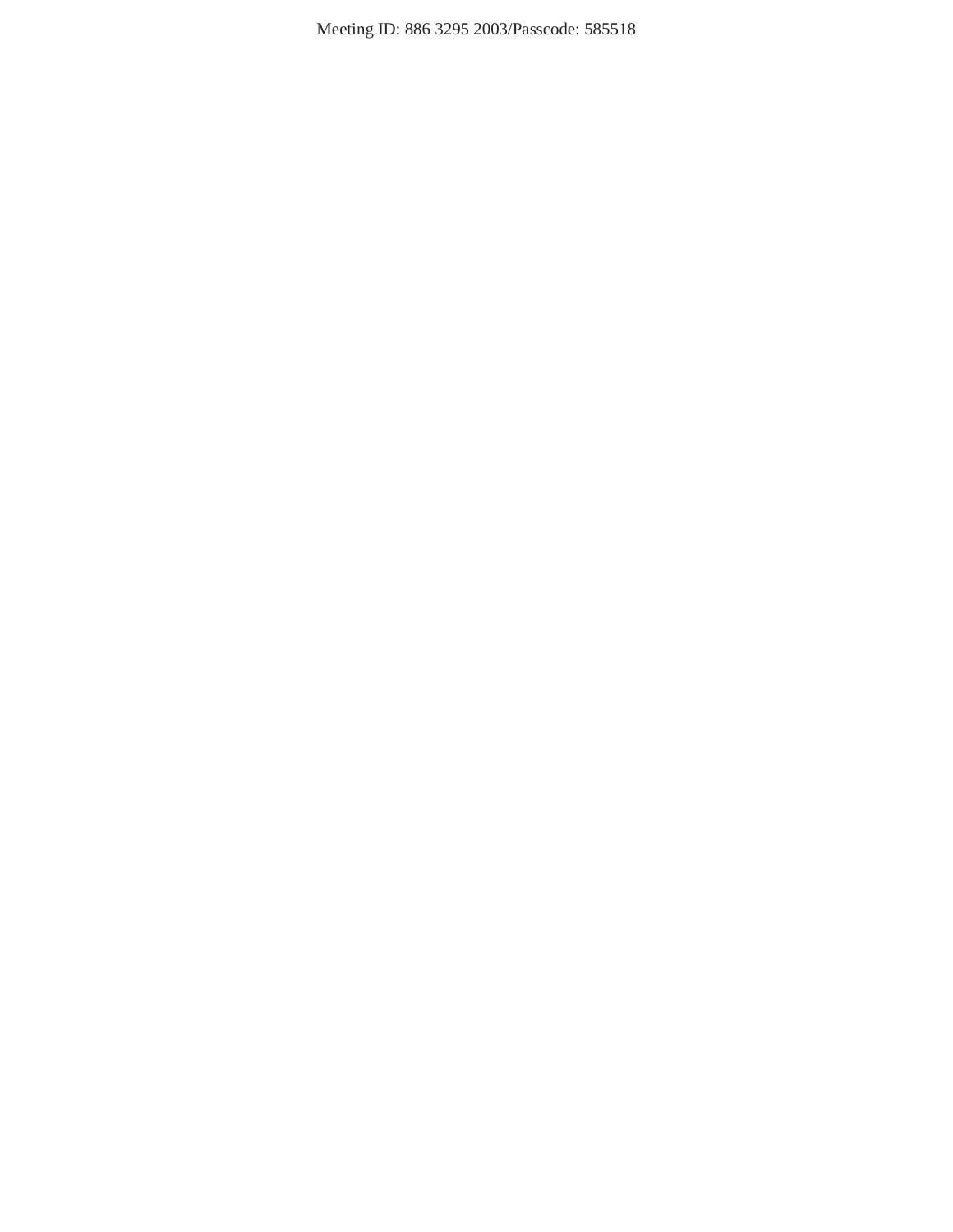Meeting ID: 886 3295 2003/Passcode: 585518